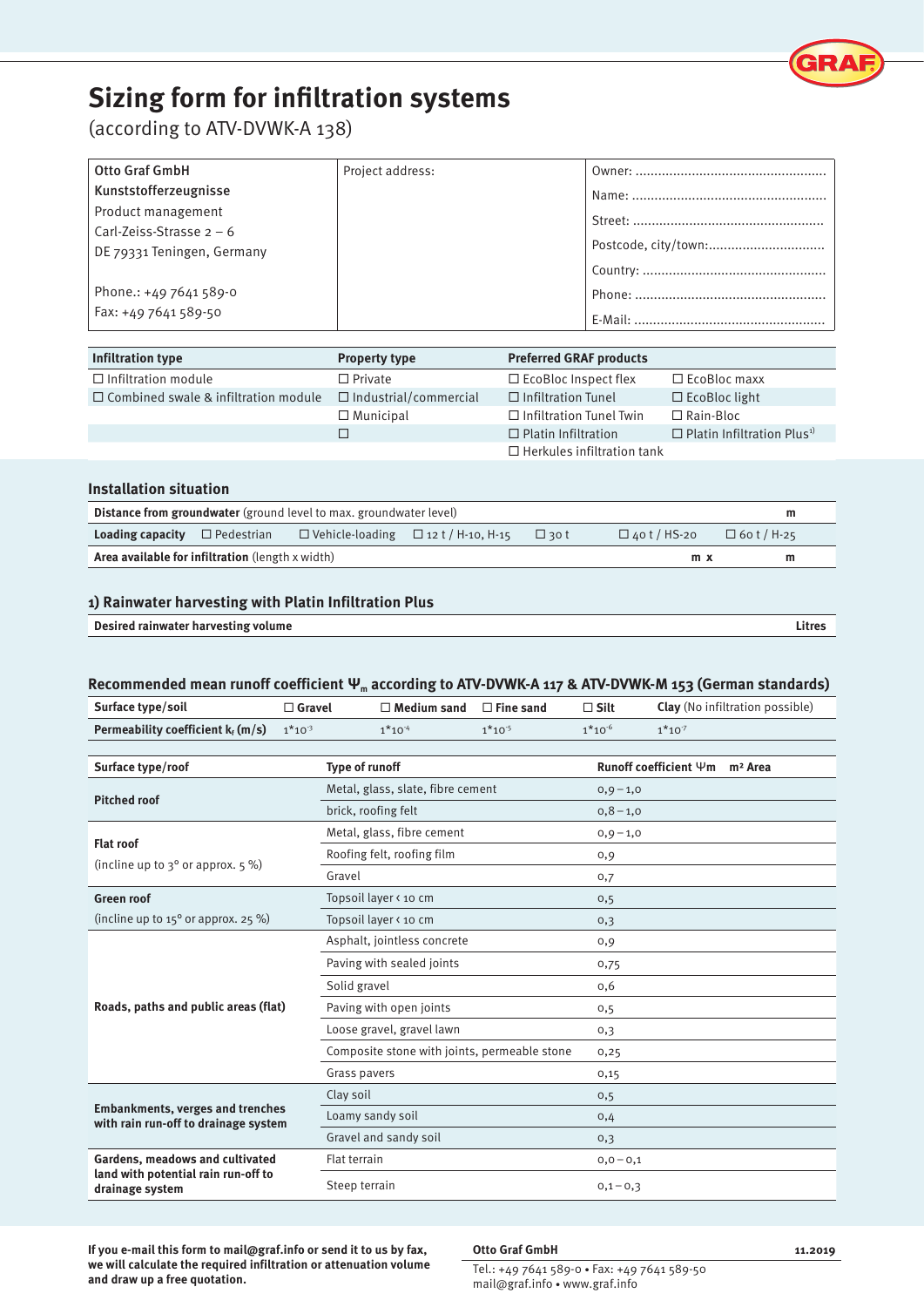# Sizing form for infiltration systems

(according to ATV-DVWK-A 138)

| | | |
|---|---|---|
| **Otto Graf GmbH**<br>**Kunststofferzeugnisse**<br>Product management<br>Carl-Zeiss-Strasse 2 – 6<br>DE 79331 Teningen, Germany<br><br>Phone.: +49 7641 589-0<br>Fax: +49 7641 589-50 | Project address: | Owner: ..................................................<br>Name: ..................................................<br>Street: ..................................................<br>Postcode, city/town:..............................<br>Country: ................................................<br>Phone: ..................................................<br>E-Mail: .................................................. |

| Infiltration type | Property type | Preferred GRAF products | |
|---|---|---|---|
| ☐ Infiltration module | ☐ Private | ☐ EcoBloc Inspect flex | ☐ EcoBloc maxx |
| ☐ Combined swale & infiltration module | ☐ Industrial/commercial | ☐ Infiltration Tunel | ☐ EcoBloc light |
| | ☐ Municipal | ☐ Infiltration Tunel Twin | ☐ Rain-Bloc |
| | ☐ | ☐ Platin Infiltration | ☐ Platin Infiltration Plus[1] |
| | | ☐ Herkules infiltration tank | |

## Installation situation

| | | | | | | | |
|---|---|---|---|---|---|---|---|
| **Distance from groundwater** (ground level to max. groundwater level) | | | | | | | m |
| **Loading capacity** | ☐ Pedestrian | ☐ Vehicle-loading | ☐ 12 t / H-10, H-15 | ☐ 30 t | ☐ 40 t / HS-20 | ☐ 60 t / H-25 | |
| **Area available for infiltration** (length x width) | | | | | m x | | m |

## 1) Rainwater harvesting with Platin Infiltration Plus

| | |
|---|---|
| **Desired rainwater harvesting volume** | **Litres** |

## Recommended mean runoff coefficient $\Psi_m$ according to ATV-DVWK-A 117 & ATV-DVWK-M 153 (German standards)

| Surface type/soil | ☐ Gravel | ☐ Medium sand | ☐ Fine sand | ☐ Silt | **Clay** (No infiltration possible) |
|---|---|---|---|---|---|
| **Permeability coefficient $k_f$ (m/s)** | $1*10^{-3}$ | $1*10^{-4}$ | $1*10^{-5}$ | $1*10^{-6}$ | $1*10^{-7}$ |

| Surface type/roof | Type of runoff | Runoff coefficient $\Psi$m | m² Area |
|---|---|---|---|
| **Pitched roof** | Metal, glass, slate, fibre cement | 0,9 – 1,0 | |
| | brick, roofing felt | 0,8 – 1,0 | |
| **Flat roof** (incline up to 3° or approx. 5 %) | Metal, glass, fibre cement | 0,9 – 1,0 | |
| | Roofing felt, roofing film | 0,9 | |
| | Gravel | 0,7 | |
| **Green roof** (incline up to 15° or approx. 25 %) | Topsoil layer < 10 cm | 0,5 | |
| | Topsoil layer < 10 cm | 0,3 | |
| **Roads, paths and public areas (flat)** | Asphalt, jointless concrete | 0,9 | |
| | Paving with sealed joints | 0,75 | |
| | Solid gravel | 0,6 | |
| | Paving with open joints | 0,5 | |
| | Loose gravel, gravel lawn | 0,3 | |
| | Composite stone with joints, permeable stone | 0,25 | |
| | Grass pavers | 0,15 | |
| **Embankments, verges and trenches with rain run-off to drainage system** | Clay soil | 0,5 | |
| | Loamy sandy soil | 0,4 | |
| | Gravel and sandy soil | 0,3 | |
| **Gardens, meadows and cultivated land with potential rain run-off to drainage system** | Flat terrain | 0,0 – 0,1 | |
| | Steep terrain | 0,1 – 0,3 | |

**If you e-mail this form to mail@graf.info or send it to us by fax, we will calculate the required infiltration or attenuation volume and draw up a free quotation.**

**Otto Graf GmbH** **11.2019**
Tel.: +49 7641 589-0 • Fax: +49 7641 589-50
mail@graf.info • www.graf.info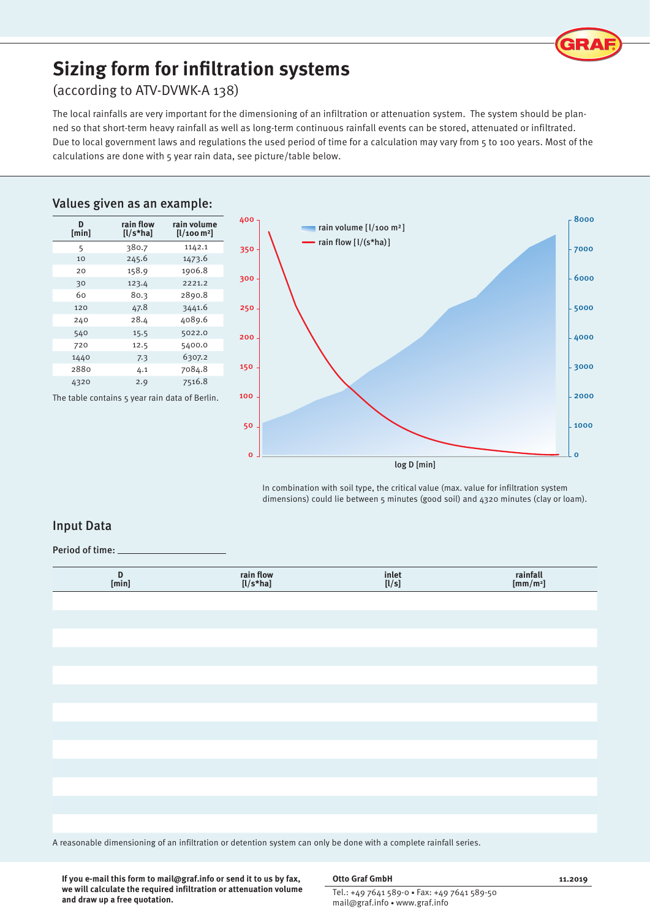# Sizing form for infiltration systems

(according to ATV-DVWK-A 138)

The local rainfalls are very important for the dimensioning of an infiltration or attenuation system. The system should be planned so that short-term heavy rainfall as well as long-term continuous rainfall events can be stored, attenuated or infiltrated. Due to local government laws and regulations the used period of time for a calculation may vary from 5 to 100 years. Most of the calculations are done with 5 year rain data, see picture/table below.

## Values given as an example:

| D [min] | rain flow [l/s*ha] | rain volume [l/100 m²] |
|---|---|---|
| 5 | 380.7 | 1142.1 |
| 10 | 245.6 | 1473.6 |
| 20 | 158.9 | 1906.8 |
| 30 | 123.4 | 2221.2 |
| 60 | 80.3 | 2890.8 |
| 120 | 47.8 | 3441.6 |
| 240 | 28.4 | 4089.6 |
| 540 | 15.5 | 5022.0 |
| 720 | 12.5 | 5400.0 |
| 1440 | 7.3 | 6307.2 |
| 2880 | 4.1 | 7084.8 |
| 4320 | 2.9 | 7516.8 |

The table contains 5 year rain data of Berlin.

rain volume [l/100 m²]
rain flow [l/(s*ha)]
400, 350, 300, 250, 200, 150, 100, 50, 0
8000, 7000, 6000, 5000, 4000, 3000, 2000, 1000, 0
log D [min]

In combination with soil type, the critical value (max. value for infiltration system dimensions) could lie between 5 minutes (good soil) and 4320 minutes (clay or loam).

## Input Data

Period of time: ____________________

| D [min] | rain flow [l/s*ha] | inlet [l/s] | rainfall [mm/m²] |
|---|---|---|---|
| | | | |
| | | | |
| | | | |
| | | | |
| | | | |
| | | | |
| | | | |
| | | | |
| | | | |
| | | | |
| | | | |
| | | | |
| | | | |

A reasonable dimensioning of an infiltration or detention system can only be done with a complete rainfall series.

**If you e-mail this form to mail@graf.info or send it to us by fax, we will calculate the required infiltration or attenuation volume and draw up a free quotation.**

**Otto Graf GmbH** **11.2019**

Tel.: +49 7641 589-0 • Fax: +49 7641 589-50
mail@graf.info • www.graf.info